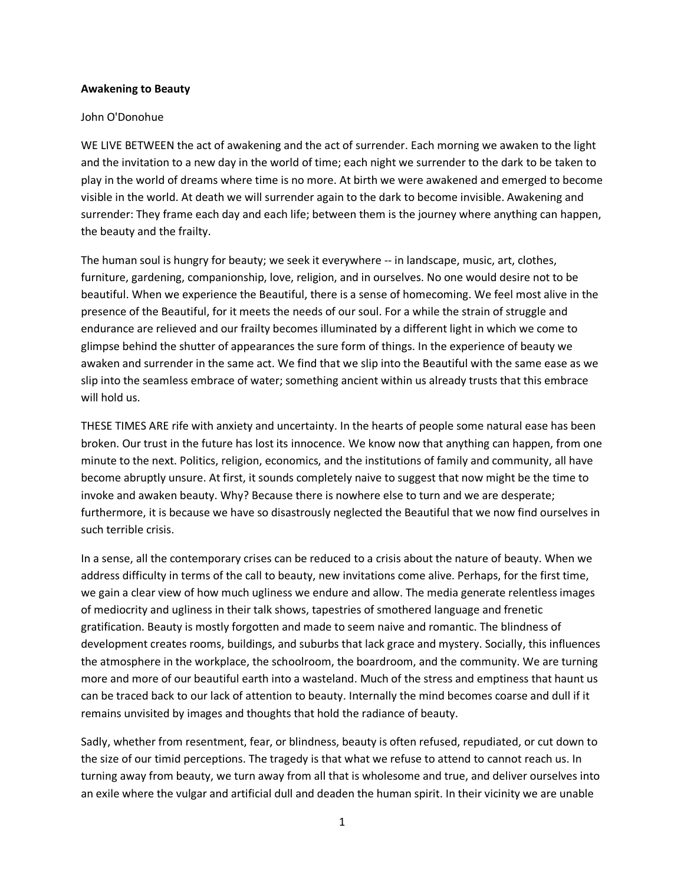**Awakening to Beauty**

John O'Donohue

WE LIVE BETWEEN the act of awakening and the act of surrender. Each morning we awaken to the light and the invitation to a new day in the world of time; each night we surrender to the dark to be taken to play in the world of dreams where time is no more. At birth we were awakened and emerged to become visible in the world. At death we will surrender again to the dark to become invisible. Awakening and surrender: They frame each day and each life; between them is the journey where anything can happen, the beauty and the frailty.

The human soul is hungry for beauty; we seek it everywhere -- in landscape, music, art, clothes, furniture, gardening, companionship, love, religion, and in ourselves. No one would desire not to be beautiful. When we experience the Beautiful, there is a sense of homecoming. We feel most alive in the presence of the Beautiful, for it meets the needs of our soul. For a while the strain of struggle and endurance are relieved and our frailty becomes illuminated by a different light in which we come to glimpse behind the shutter of appearances the sure form of things. In the experience of beauty we awaken and surrender in the same act. We find that we slip into the Beautiful with the same ease as we slip into the seamless embrace of water; something ancient within us already trusts that this embrace will hold us.

THESE TIMES ARE rife with anxiety and uncertainty. In the hearts of people some natural ease has been broken. Our trust in the future has lost its innocence. We know now that anything can happen, from one minute to the next. Politics, religion, economics, and the institutions of family and community, all have become abruptly unsure. At first, it sounds completely naive to suggest that now might be the time to invoke and awaken beauty. Why? Because there is nowhere else to turn and we are desperate; furthermore, it is because we have so disastrously neglected the Beautiful that we now find ourselves in such terrible crisis.

In a sense, all the contemporary crises can be reduced to a crisis about the nature of beauty. When we address difficulty in terms of the call to beauty, new invitations come alive. Perhaps, for the first time, we gain a clear view of how much ugliness we endure and allow. The media generate relentless images of mediocrity and ugliness in their talk shows, tapestries of smothered language and frenetic gratification. Beauty is mostly forgotten and made to seem naive and romantic. The blindness of development creates rooms, buildings, and suburbs that lack grace and mystery. Socially, this influences the atmosphere in the workplace, the schoolroom, the boardroom, and the community. We are turning more and more of our beautiful earth into a wasteland. Much of the stress and emptiness that haunt us can be traced back to our lack of attention to beauty. Internally the mind becomes coarse and dull if it remains unvisited by images and thoughts that hold the radiance of beauty.

Sadly, whether from resentment, fear, or blindness, beauty is often refused, repudiated, or cut down to the size of our timid perceptions. The tragedy is that what we refuse to attend to cannot reach us. In turning away from beauty, we turn away from all that is wholesome and true, and deliver ourselves into an exile where the vulgar and artificial dull and deaden the human spirit. In their vicinity we are unable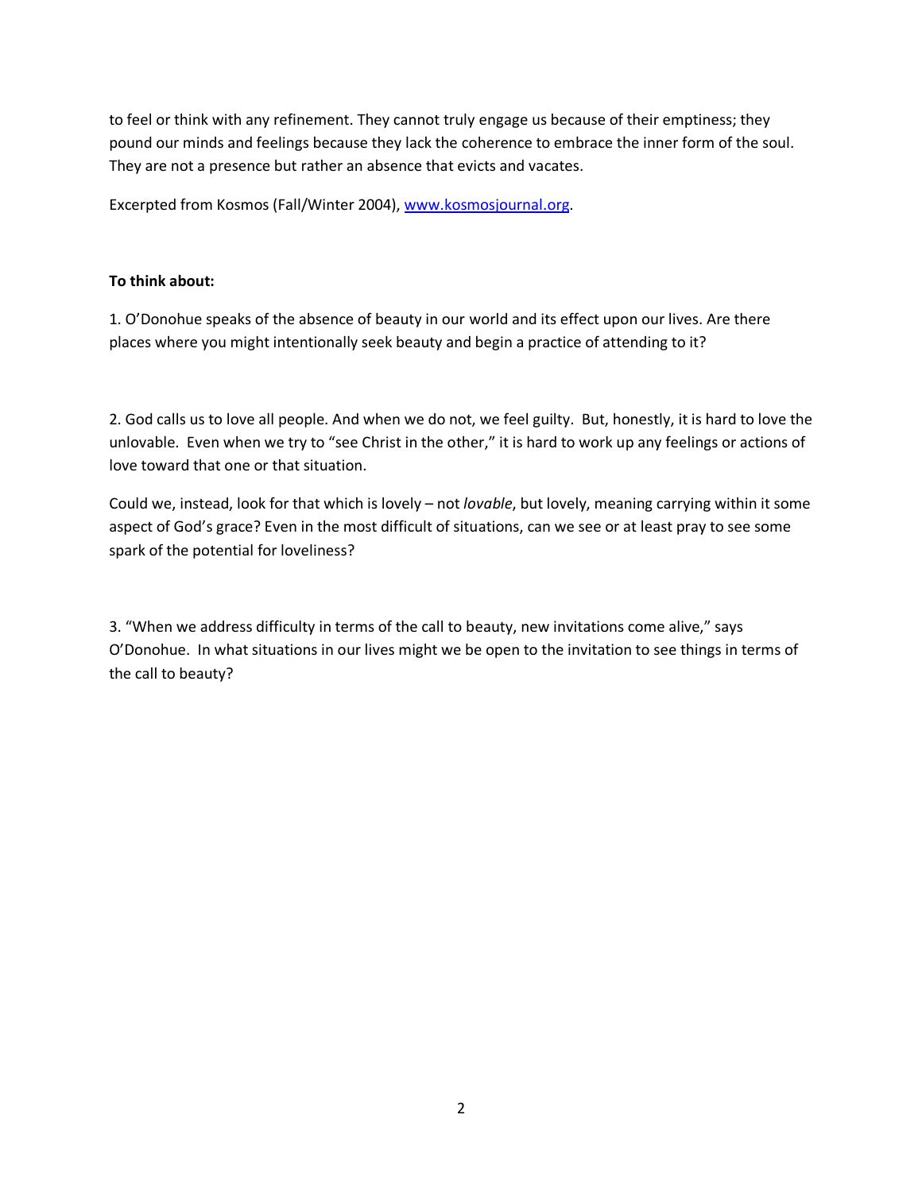to feel or think with any refinement. They cannot truly engage us because of their emptiness; they pound our minds and feelings because they lack the coherence to embrace the inner form of the soul. They are not a presence but rather an absence that evicts and vacates.

Excerpted from Kosmos (Fall/Winter 2004), [www.kosmosjournal.org](http://www.kosmosjournal.org).

**To think about:**

1. O'Donohue speaks of the absence of beauty in our world and its effect upon our lives. Are there places where you might intentionally seek beauty and begin a practice of attending to it?

2. God calls us to love all people. And when we do not, we feel guilty. But, honestly, it is hard to love the unlovable. Even when we try to "see Christ in the other," it is hard to work up any feelings or actions of love toward that one or that situation.

Could we, instead, look for that which is lovely – not *lovable*, but lovely, meaning carrying within it some aspect of God's grace? Even in the most difficult of situations, can we see or at least pray to see some spark of the potential for loveliness?

3. "When we address difficulty in terms of the call to beauty, new invitations come alive," says O'Donohue. In what situations in our lives might we be open to the invitation to see things in terms of the call to beauty?